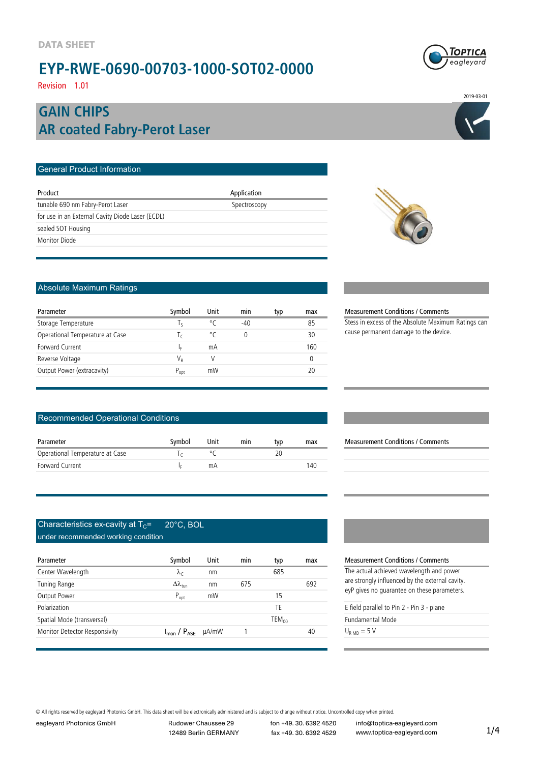DATA SHEET

# EYP-RWE-0690-00703-1000-SOT02-0000

Revision 1.01

2019-03-01

## GAIN CHIPS
## AR coated Fabry-Perot Laser

### General Product Information

| Product | Application |
|---|---|
| tunable 690 nm Fabry-Perot Laser | Spectroscopy |
| for use in an External Cavity Diode Laser (ECDL) | |
| sealed SOT Housing | |
| Monitor Diode | |

### Absolute Maximum Ratings

| Parameter | Symbol | Unit | min | typ | max | Measurement Conditions / Comments |
|---|---|---|---|---|---|---|
| Storage Temperature | $T_S$ | °C | -40 | | 85 | Stess in excess of the Absolute Maximum Ratings can cause permanent damage to the device. |
| Operational Temperature at Case | $T_C$ | °C | 0 | | 30 | |
| Forward Current | $I_F$ | mA | | | 160 | |
| Reverse Voltage | $V_R$ | V | | | 0 | |
| Output Power (extracavity) | $P_{opt}$ | mW | | | 20 | |

### Recommended Operational Conditions

| Parameter | Symbol | Unit | min | typ | max | Measurement Conditions / Comments |
|---|---|---|---|---|---|---|
| Operational Temperature at Case | $T_C$ | °C | | 20 | | |
| Forward Current | $I_F$ | mA | | | 140 | |

### Characteristics ex-cavity at $T_C$= 20°C, BOL under recommended working condition

| Parameter | Symbol | Unit | min | typ | max | Measurement Conditions / Comments |
|---|---|---|---|---|---|---|
| Center Wavelength | $\lambda_C$ | nm | | 685 | | The actual achieved wavelength and power are strongly influenced by the external cavity. eyP gives no guarantee on these parameters. |
| Tuning Range | $\Delta\lambda_{tun}$ | nm | 675 | | 692 | |
| Output Power | $P_{opt}$ | mW | | 15 | | |
| Polarization | | | | TE | | E field parallel to Pin 2 - Pin 3 - plane |
| Spatial Mode (transversal) | | | | $TEM_{00}$ | | Fundamental Mode |
| Monitor Detector Responsivity | $I_{mon}$ / $P_{ASE}$ | µA/mW | 1 | | 40 | $U_{R\ MD}$ = 5 V |

© All rights reserved by eagleyard Photonics GmbH. This data sheet will be electronically administered and is subject to change without notice. Uncontrolled copy when printed.

eagleyard Photonics GmbH | Rudower Chaussee 29, 12489 Berlin GERMANY | fon +49. 30. 6392 4520, fax +49. 30. 6392 4529 | info@toptica-eagleyard.com, www.toptica-eagleyard.com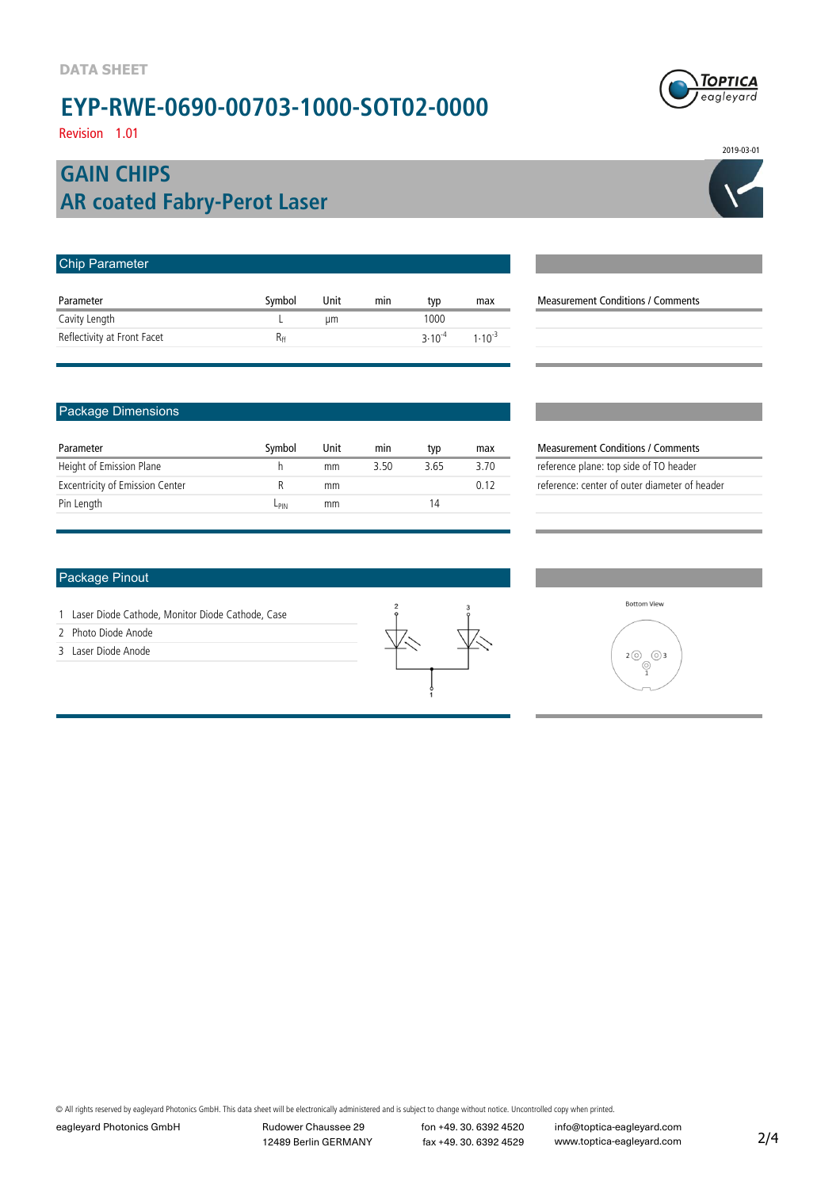DATA SHEET

# EYP-RWE-0690-00703-1000-SOT02-0000

Revision 1.01

2019-03-01

## GAIN CHIPS
## AR coated Fabry-Perot Laser

### Chip Parameter

| Parameter | Symbol | Unit | min | typ | max | Measurement Conditions / Comments |
|---|---|---|---|---|---|---|
| Cavity Length | L | µm | | 1000 | | |
| Reflectivity at Front Facet | $R_{ff}$ | | | $3 \cdot 10^{-4}$ | $1 \cdot 10^{-3}$ | |

### Package Dimensions

| Parameter | Symbol | Unit | min | typ | max | Measurement Conditions / Comments |
|---|---|---|---|---|---|---|
| Height of Emission Plane | h | mm | 3.50 | 3.65 | 3.70 | reference plane: top side of TO header |
| Excentricity of Emission Center | R | mm | | | 0.12 | reference: center of outer diameter of header |
| Pin Length | $L_{PIN}$ | mm | | 14 | | |

### Package Pinout

1 Laser Diode Cathode, Monitor Diode Cathode, Case
2 Photo Diode Anode
3 Laser Diode Anode

Bottom View

© All rights reserved by eagleyard Photonics GmbH. This data sheet will be electronically administered and is subject to change without notice. Uncontrolled copy when printed.

eagleyard Photonics GmbH | Rudower Chaussee 29, 12489 Berlin GERMANY | fon +49. 30. 6392 4520, fax +49. 30. 6392 4529 | info@toptica-eagleyard.com, www.toptica-eagleyard.com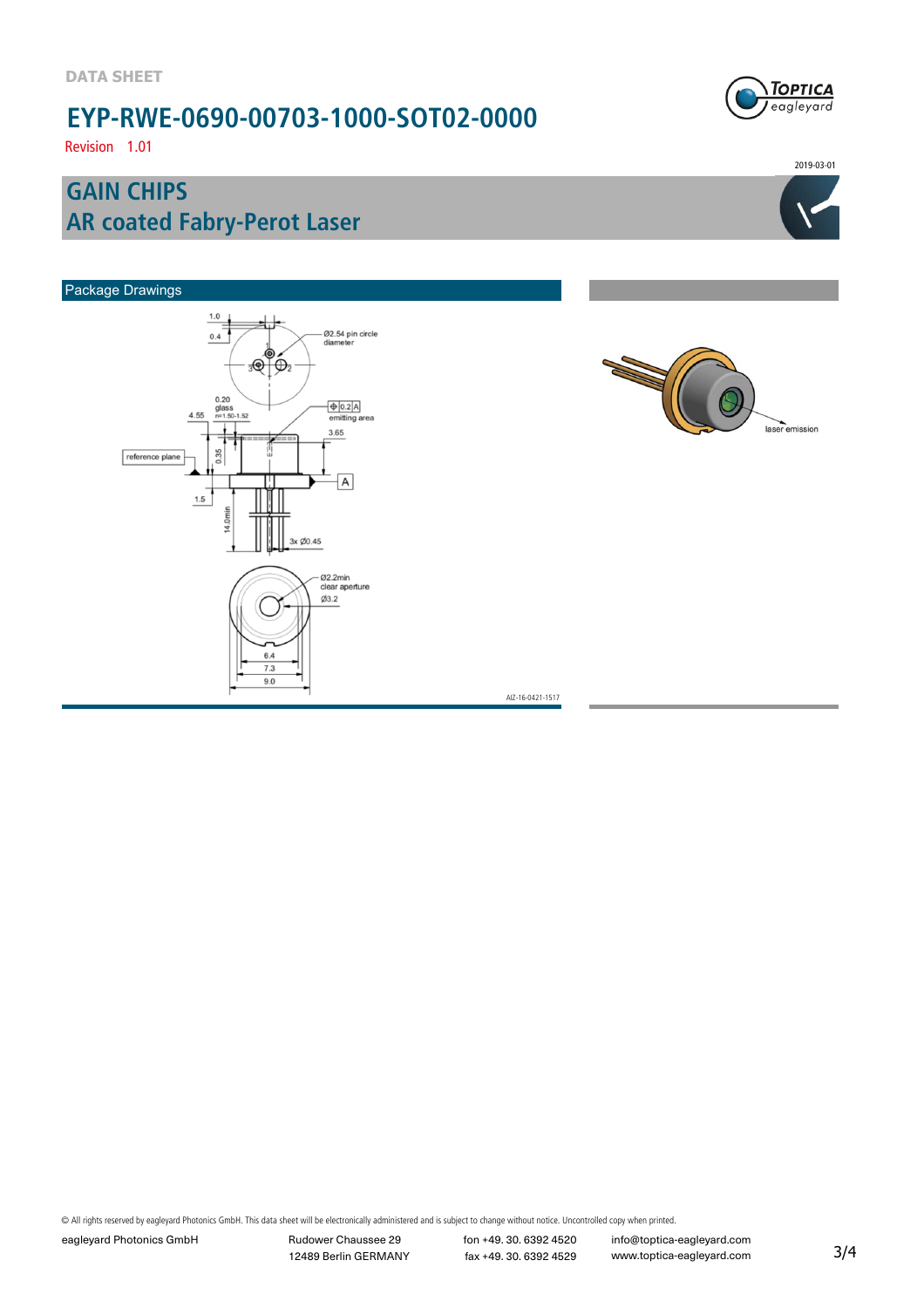DATA SHEET

# EYP-RWE-0690-00703-1000-SOT02-0000

Revision 1.01

2019-03-01

## GAIN CHIPS
## AR coated Fabry-Perot Laser

### Package Drawings

1.0

0.4

Ø2.54 pin circle diameter

0.20 glass n=1.50-1.52

4.55

emitting area

3.65

reference plane

0.35

A

1.5

14.0min

3x Ø0.45

Ø2.2min clear aperture

Ø3.2

6.4

7.3

9.0

AIZ-16-0421-1517

laser emission

© All rights reserved by eagleyard Photonics GmbH. This data sheet will be electronically administered and is subject to change without notice. Uncontrolled copy when printed.

eagleyard Photonics GmbH | Rudower Chaussee 29, 12489 Berlin GERMANY | fon +49. 30. 6392 4520, fax +49. 30. 6392 4529 | info@toptica-eagleyard.com, www.toptica-eagleyard.com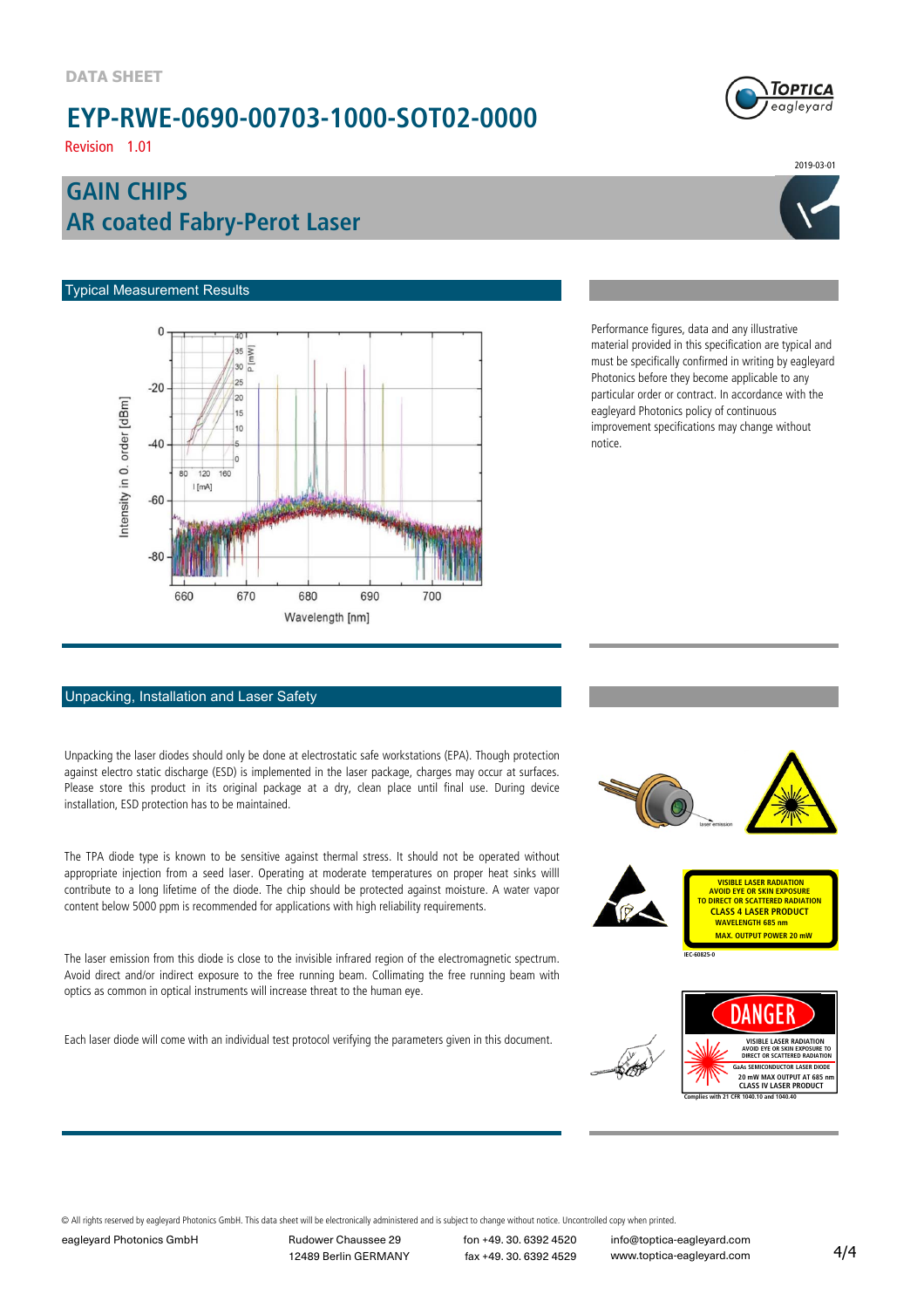DATA SHEET

# EYP-RWE-0690-00703-1000-SOT02-0000

Revision 1.01

2019-03-01

## GAIN CHIPS
## AR coated Fabry-Perot Laser

### Typical Measurement Results

Intensity in 0. order [dBm]
0
-20
-40
-60
-80
660
670
680
690
700
Wavelength [nm]

P [mW]
40
35
30
25
20
15
10
5
0
80
120
160
I [mA]

Performance figures, data and any illustrative material provided in this specification are typical and must be specifically confirmed in writing by eagleyard Photonics before they become applicable to any particular order or contract. In accordance with the eagleyard Photonics policy of continuous improvement specifications may change without notice.

### Unpacking, Installation and Laser Safety

Unpacking the laser diodes should only be done at electrostatic safe workstations (EPA). Though protection against electro static discharge (ESD) is implemented in the laser package, charges may occur at surfaces. Please store this product in its original package at a dry, clean place until final use. During device installation, ESD protection has to be maintained.

The TPA diode type is known to be sensitive against thermal stress. It should not be operated without appropriate injection from a seed laser. Operating at moderate temperatures on proper heat sinks willl contribute to a long lifetime of the diode. The chip should be protected against moisture. A water vapor content below 5000 ppm is recommended for applications with high reliability requirements.

The laser emission from this diode is close to the invisible infrared region of the electromagnetic spectrum. Avoid direct and/or indirect exposure to the free running beam. Collimating the free running beam with optics as common in optical instruments will increase threat to the human eye.

Each laser diode will come with an individual test protocol verifying the parameters given in this document.

laser emission

VISIBLE LASER RADIATION
AVOID EYE OR SKIN EXPOSURE
TO DIRECT OR SCATTERED RADIATION
CLASS 4 LASER PRODUCT
WAVELENGTH 685 nm
MAX. OUTPUT POWER 20 mW

IEC-60825-0

DANGER
VISIBLE LASER RADIATION
AVOID EYE OR SKIN EXPOSURE TO DIRECT OR SCATTERED RADIATION
GaAs SEMICONDUCTOR LASER DIODE
20 mW MAX OUTPUT AT 685 nm
CLASS IV LASER PRODUCT
Complies with 21 CFR 1040.10 and 1040.40

© All rights reserved by eagleyard Photonics GmbH. This data sheet will be electronically administered and is subject to change without notice. Uncontrolled copy when printed.

eagleyard Photonics GmbH | Rudower Chaussee 29, 12489 Berlin GERMANY | fon +49. 30. 6392 4520, fax +49. 30. 6392 4529 | info@toptica-eagleyard.com, www.toptica-eagleyard.com